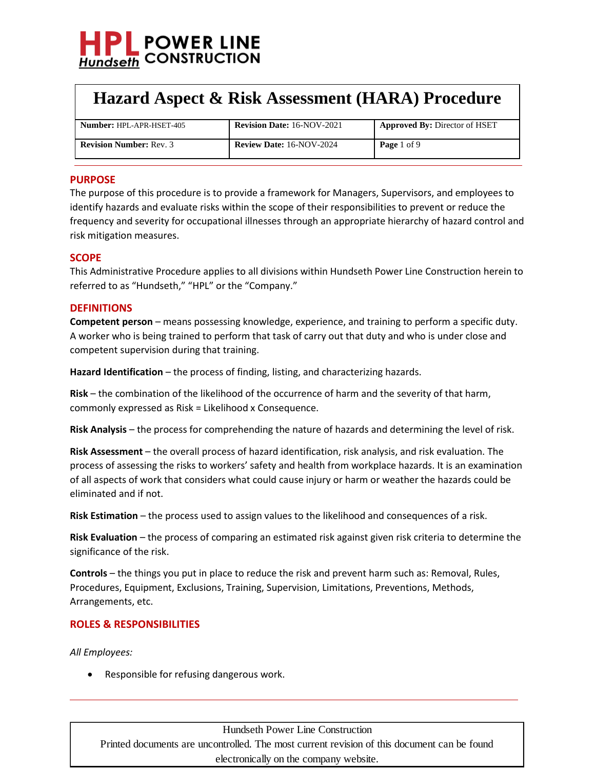# Hazard Aspect & Risk Assessment (HARA) Procedure

| | | |
|---|---|---|
| **Number:** HPL-APR-HSET-405 | **Revision Date:** 16-NOV-2021 | **Approved By:** Director of HSET |
| **Revision Number:** Rev. 3 | **Review Date:** 16-NOV-2024 | **Page** 1 of 9 |

## PURPOSE

The purpose of this procedure is to provide a framework for Managers, Supervisors, and employees to identify hazards and evaluate risks within the scope of their responsibilities to prevent or reduce the frequency and severity for occupational illnesses through an appropriate hierarchy of hazard control and risk mitigation measures.

## SCOPE

This Administrative Procedure applies to all divisions within Hundseth Power Line Construction herein to referred to as "Hundseth," "HPL" or the "Company."

## DEFINITIONS

**Competent person** – means possessing knowledge, experience, and training to perform a specific duty. A worker who is being trained to perform that task of carry out that duty and who is under close and competent supervision during that training.

**Hazard Identification** – the process of finding, listing, and characterizing hazards.

**Risk** – the combination of the likelihood of the occurrence of harm and the severity of that harm, commonly expressed as Risk = Likelihood x Consequence.

**Risk Analysis** – the process for comprehending the nature of hazards and determining the level of risk.

**Risk Assessment** – the overall process of hazard identification, risk analysis, and risk evaluation. The process of assessing the risks to workers' safety and health from workplace hazards. It is an examination of all aspects of work that considers what could cause injury or harm or weather the hazards could be eliminated and if not.

**Risk Estimation** – the process used to assign values to the likelihood and consequences of a risk.

**Risk Evaluation** – the process of comparing an estimated risk against given risk criteria to determine the significance of the risk.

**Controls** – the things you put in place to reduce the risk and prevent harm such as: Removal, Rules, Procedures, Equipment, Exclusions, Training, Supervision, Limitations, Preventions, Methods, Arrangements, etc.

## ROLES & RESPONSIBILITIES

*All Employees:*

- Responsible for refusing dangerous work.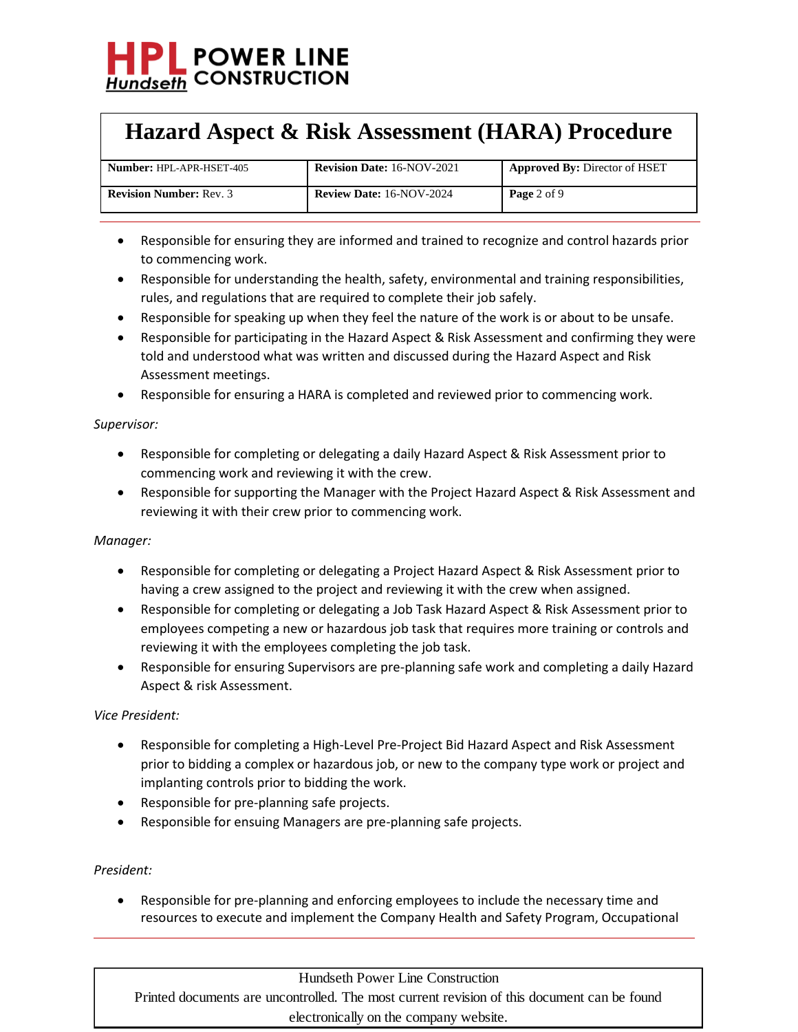- Responsible for ensuring they are informed and trained to recognize and control hazards prior to commencing work.
- Responsible for understanding the health, safety, environmental and training responsibilities, rules, and regulations that are required to complete their job safely.
- Responsible for speaking up when they feel the nature of the work is or about to be unsafe.
- Responsible for participating in the Hazard Aspect & Risk Assessment and confirming they were told and understood what was written and discussed during the Hazard Aspect and Risk Assessment meetings.
- Responsible for ensuring a HARA is completed and reviewed prior to commencing work.

*Supervisor:*

- Responsible for completing or delegating a daily Hazard Aspect & Risk Assessment prior to commencing work and reviewing it with the crew.
- Responsible for supporting the Manager with the Project Hazard Aspect & Risk Assessment and reviewing it with their crew prior to commencing work.

*Manager:*

- Responsible for completing or delegating a Project Hazard Aspect & Risk Assessment prior to having a crew assigned to the project and reviewing it with the crew when assigned.
- Responsible for completing or delegating a Job Task Hazard Aspect & Risk Assessment prior to employees competing a new or hazardous job task that requires more training or controls and reviewing it with the employees completing the job task.
- Responsible for ensuring Supervisors are pre-planning safe work and completing a daily Hazard Aspect & risk Assessment.

*Vice President:*

- Responsible for completing a High-Level Pre-Project Bid Hazard Aspect and Risk Assessment prior to bidding a complex or hazardous job, or new to the company type work or project and implanting controls prior to bidding the work.
- Responsible for pre-planning safe projects.
- Responsible for ensuing Managers are pre-planning safe projects.

*President:*

- Responsible for pre-planning and enforcing employees to include the necessary time and resources to execute and implement the Company Health and Safety Program, Occupational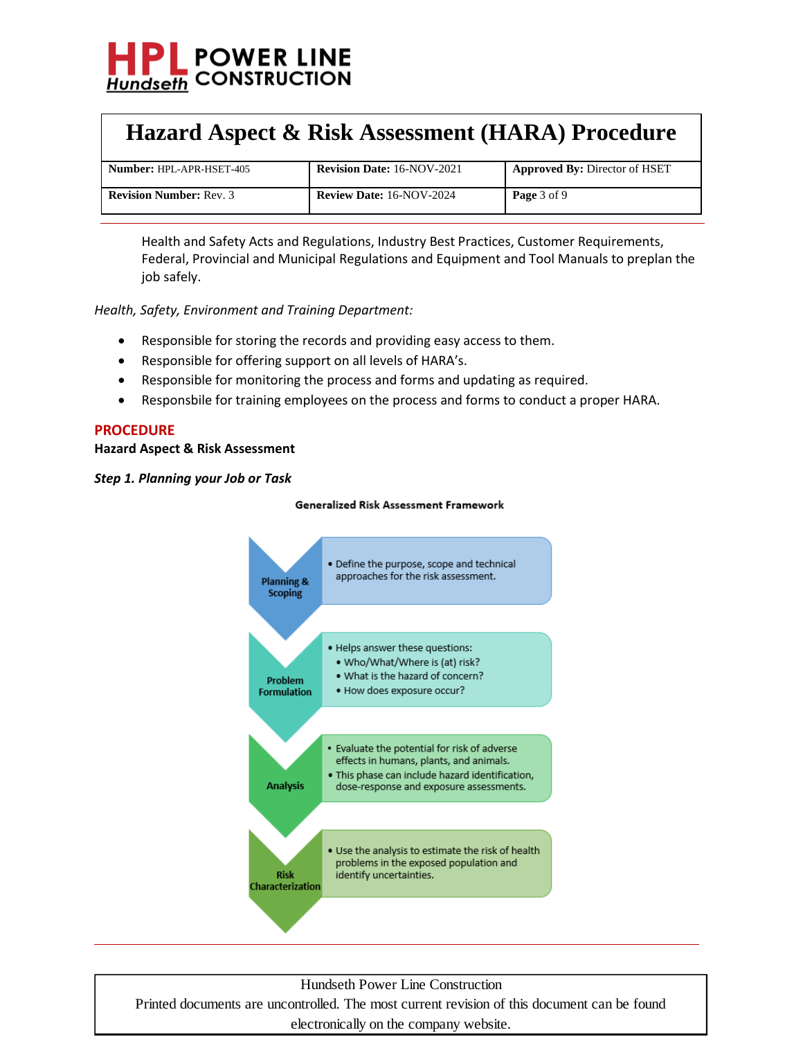Health and Safety Acts and Regulations, Industry Best Practices, Customer Requirements, Federal, Provincial and Municipal Regulations and Equipment and Tool Manuals to preplan the job safely.

*Health, Safety, Environment and Training Department:*

- Responsible for storing the records and providing easy access to them.
- Responsible for offering support on all levels of HARA's.
- Responsible for monitoring the process and forms and updating as required.
- Responsbile for training employees on the process and forms to conduct a proper HARA.

## PROCEDURE

**Hazard Aspect & Risk Assessment**

***Step 1. Planning your Job or Task***

Generalized Risk Assessment Framework

Planning & Scoping

- Define the purpose, scope and technical approaches for the risk assessment.

Problem Formulation

- Helps answer these questions:
  - Who/What/Where is (at) risk?
  - What is the hazard of concern?
  - How does exposure occur?

Analysis

- Evaluate the potential for risk of adverse effects in humans, plants, and animals.
- This phase can include hazard identification, dose-response and exposure assessments.

Risk Characterization

- Use the analysis to estimate the risk of health problems in the exposed population and identify uncertainties.

Hundseth Power Line Construction
Printed documents are uncontrolled. The most current revision of this document can be found electronically on the company website.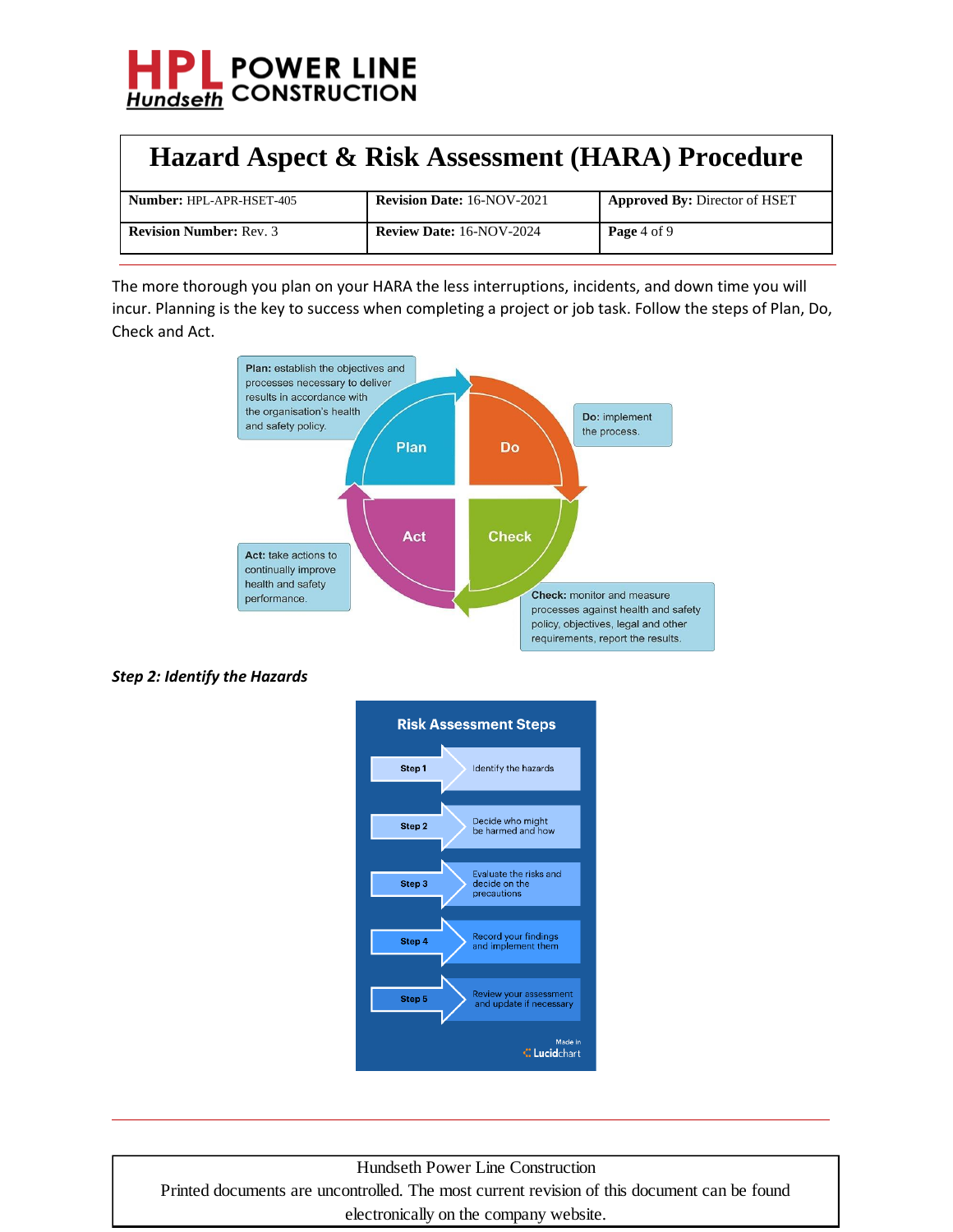The more thorough you plan on your HARA the less interruptions, incidents, and down time you will incur. Planning is the key to success when completing a project or job task. Follow the steps of Plan, Do, Check and Act.

**Plan:** establish the objectives and processes necessary to deliver results in accordance with the organisation's health and safety policy.

Plan

Do

**Do:** implement the process.

Act

Check

**Act:** take actions to continually improve health and safety performance.

**Check:** monitor and measure processes against health and safety policy, objectives, legal and other requirements, report the results.

***Step 2: Identify the Hazards***

Risk Assessment Steps

Step 1 — Identify the hazards

Step 2 — Decide who might be harmed and how

Step 3 — Evaluate the risks and decide on the precautions

Step 4 — Record your findings and implement them

Step 5 — Review your assessment and update if necessary

Made in Lucidchart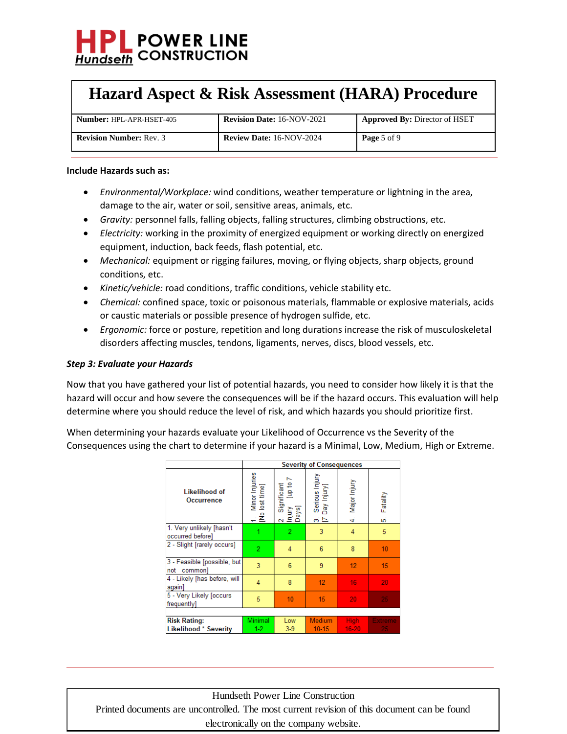**Include Hazards such as:**

- *Environmental/Workplace:* wind conditions, weather temperature or lightning in the area, damage to the air, water or soil, sensitive areas, animals, etc.
- *Gravity:* personnel falls, falling objects, falling structures, climbing obstructions, etc.
- *Electricity:* working in the proximity of energized equipment or working directly on energized equipment, induction, back feeds, flash potential, etc.
- *Mechanical:* equipment or rigging failures, moving, or flying objects, sharp objects, ground conditions, etc.
- *Kinetic/vehicle:* road conditions, traffic conditions, vehicle stability etc.
- *Chemical:* confined space, toxic or poisonous materials, flammable or explosive materials, acids or caustic materials or possible presence of hydrogen sulfide, etc.
- *Ergonomic:* force or posture, repetition and long durations increase the risk of musculoskeletal disorders affecting muscles, tendons, ligaments, nerves, discs, blood vessels, etc.

***Step 3: Evaluate your Hazards***

Now that you have gathered your list of potential hazards, you need to consider how likely it is that the hazard will occur and how severe the consequences will be if the hazard occurs. This evaluation will help determine where you should reduce the level of risk, and which hazards you should prioritize first.

When determining your hazards evaluate your Likelihood of Occurrence vs the Severity of the Consequences using the chart to determine if your hazard is a Minimal, Low, Medium, High or Extreme.

| | Severity of Consequences | | | | |
|---|---|---|---|---|---|
| **Likelihood of Occurrence** | 1. Minor Injuries [No lost time] | 2. Significant Injury [up to 7 Days] | 3. Serious Injury [7 Day Injury] | 4. Major Injury | 5. Fatality |
| 1. Very unlikely [hasn't occurred before] | 1 | 2 | 3 | 4 | 5 |
| 2 - Slight [rarely occurs] | 2 | 4 | 6 | 8 | 10 |
| 3 - Feasible [possible, but not common] | 3 | 6 | 9 | 12 | 15 |
| 4 - Likely [has before, will again] | 4 | 8 | 12 | 16 | 20 |
| 5 - Very Likely [occurs frequently] | 5 | 10 | 15 | 20 | 25 |
| **Risk Rating: Likelihood \* Severity** | Minimal 1-2 | Low 3-9 | Medium 10-15 | High 16-20 | Extreme 25 |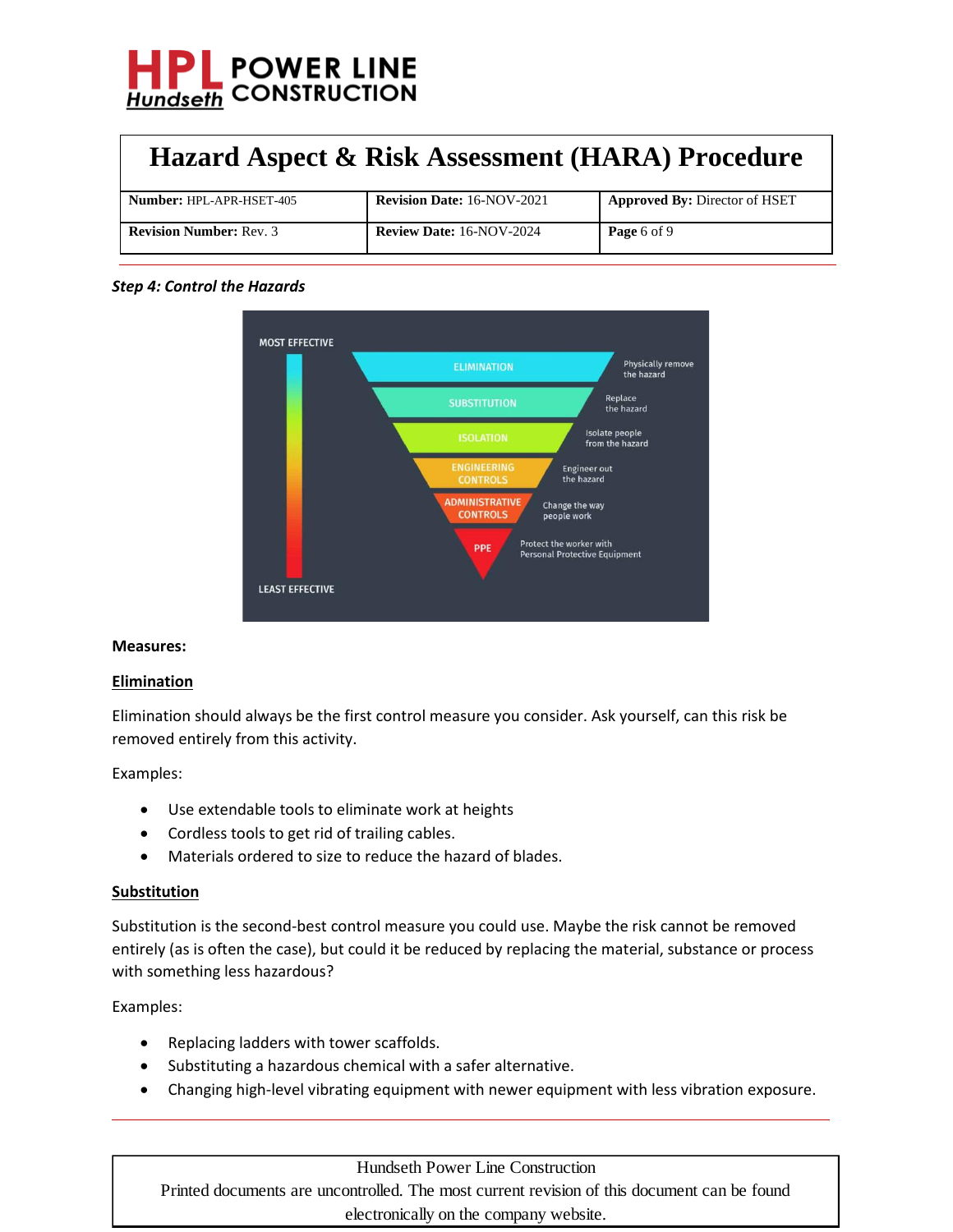*Step 4: Control the Hazards*

MOST EFFECTIVE

ELIMINATION
Physically remove the hazard

SUBSTITUTION
Replace the hazard

ISOLATION
Isolate people from the hazard

ENGINEERING CONTROLS
Engineer out the hazard

ADMINISTRATIVE CONTROLS
Change the way people work

PPE
Protect the worker with Personal Protective Equipment

LEAST EFFECTIVE

**Measures:**

**Elimination**

Elimination should always be the first control measure you consider. Ask yourself, can this risk be removed entirely from this activity.

Examples:

- Use extendable tools to eliminate work at heights
- Cordless tools to get rid of trailing cables.
- Materials ordered to size to reduce the hazard of blades.

**Substitution**

Substitution is the second-best control measure you could use. Maybe the risk cannot be removed entirely (as is often the case), but could it be reduced by replacing the material, substance or process with something less hazardous?

Examples:

- Replacing ladders with tower scaffolds.
- Substituting a hazardous chemical with a safer alternative.
- Changing high-level vibrating equipment with newer equipment with less vibration exposure.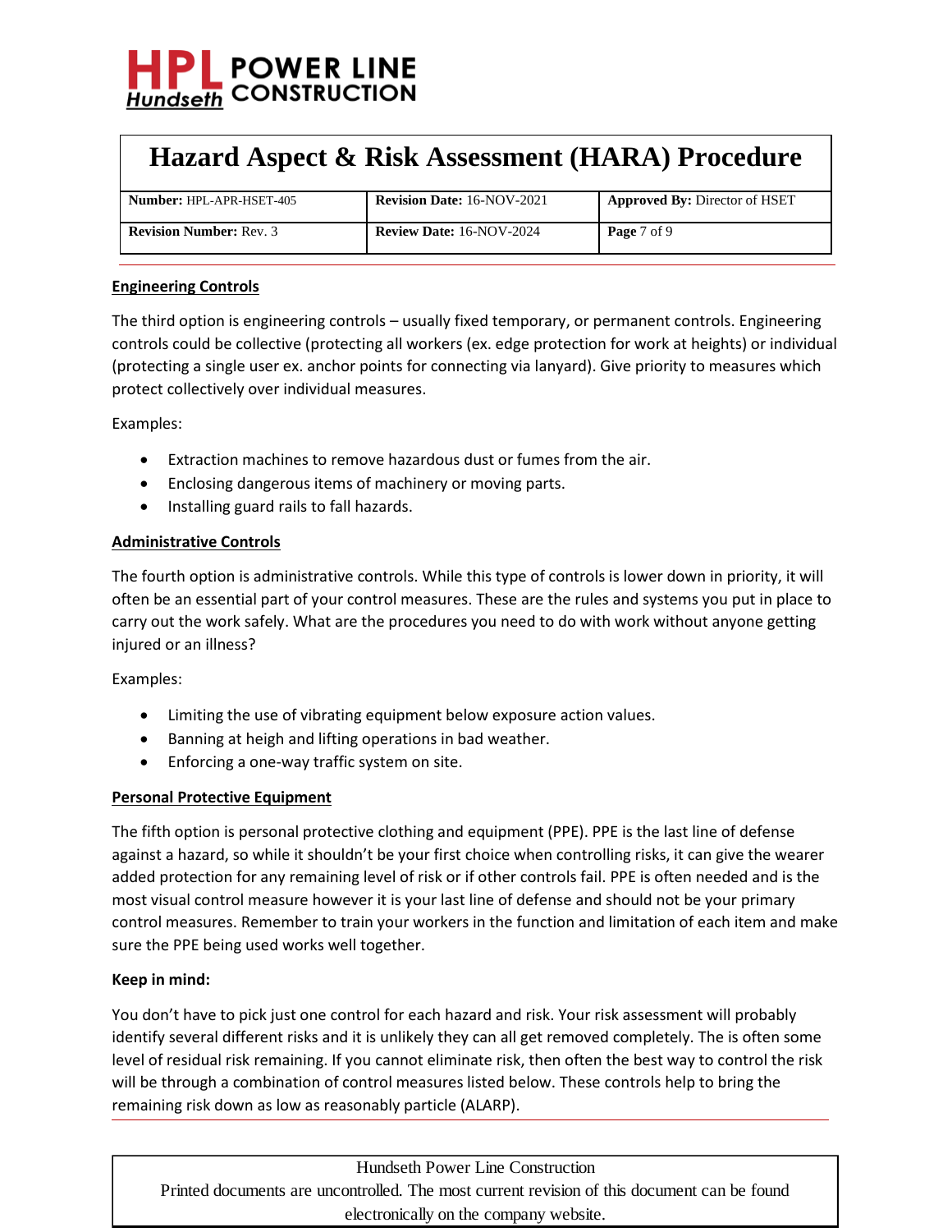**Engineering Controls**

The third option is engineering controls – usually fixed temporary, or permanent controls. Engineering controls could be collective (protecting all workers (ex. edge protection for work at heights) or individual (protecting a single user ex. anchor points for connecting via lanyard). Give priority to measures which protect collectively over individual measures.

Examples:

- Extraction machines to remove hazardous dust or fumes from the air.
- Enclosing dangerous items of machinery or moving parts.
- Installing guard rails to fall hazards.

**Administrative Controls**

The fourth option is administrative controls. While this type of controls is lower down in priority, it will often be an essential part of your control measures. These are the rules and systems you put in place to carry out the work safely. What are the procedures you need to do with work without anyone getting injured or an illness?

Examples:

- Limiting the use of vibrating equipment below exposure action values.
- Banning at heigh and lifting operations in bad weather.
- Enforcing a one-way traffic system on site.

**Personal Protective Equipment**

The fifth option is personal protective clothing and equipment (PPE). PPE is the last line of defense against a hazard, so while it shouldn't be your first choice when controlling risks, it can give the wearer added protection for any remaining level of risk or if other controls fail. PPE is often needed and is the most visual control measure however it is your last line of defense and should not be your primary control measures. Remember to train your workers in the function and limitation of each item and make sure the PPE being used works well together.

**Keep in mind:**

You don't have to pick just one control for each hazard and risk. Your risk assessment will probably identify several different risks and it is unlikely they can all get removed completely. The is often some level of residual risk remaining. If you cannot eliminate risk, then often the best way to control the risk will be through a combination of control measures listed below. These controls help to bring the remaining risk down as low as reasonably particle (ALARP).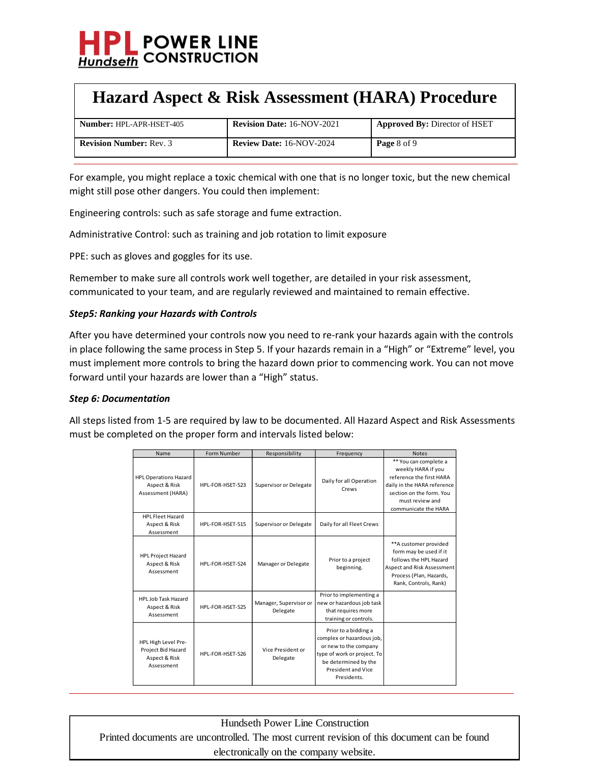For example, you might replace a toxic chemical with one that is no longer toxic, but the new chemical might still pose other dangers. You could then implement:

Engineering controls: such as safe storage and fume extraction.

Administrative Control: such as training and job rotation to limit exposure

PPE: such as gloves and goggles for its use.

Remember to make sure all controls work well together, are detailed in your risk assessment, communicated to your team, and are regularly reviewed and maintained to remain effective.

***Step5: Ranking your Hazards with Controls***

After you have determined your controls now you need to re-rank your hazards again with the controls in place following the same process in Step 5. If your hazards remain in a "High" or "Extreme" level, you must implement more controls to bring the hazard down prior to commencing work. You can not move forward until your hazards are lower than a "High" status.

***Step 6: Documentation***

All steps listed from 1-5 are required by law to be documented. All Hazard Aspect and Risk Assessments must be completed on the proper form and intervals listed below:

| Name | Form Number | Responsibility | Frequency | Notes |
|---|---|---|---|---|
| HPL Operations Hazard Aspect & Risk Assessment (HARA) | HPL-FOR-HSET-523 | Supervisor or Delegate | Daily for all Operation Crews | ** You can complete a weekly HARA if you reference the first HARA daily in the HARA reference section on the form. You must review and communicate the HARA |
| HPL Fleet Hazard Aspect & Risk Assessment | HPL-FOR-HSET-515 | Supervisor or Delegate | Daily for all Fleet Crews | |
| HPL Project Hazard Aspect & Risk Assessment | HPL-FOR-HSET-524 | Manager or Delegate | Prior to a project beginning. | **A customer provided form may be used if it follows the HPL Hazard Aspect and Risk Assessment Process (Plan, Hazards, Rank, Controls, Rank) |
| HPL Job Task Hazard Aspect & Risk Assessment | HPL-FOR-HSET-525 | Manager, Supervisor or Delegate | Prior to implementing a new or hazardous job task that requires more training or controls. | |
| HPL High Level Pre-Project Bid Hazard Aspect & Risk Assessment | HPL-FOR-HSET-526 | Vice President or Delegate | Prior to a bidding a complex or hazardous job, or new to the company type of work or project. To be determined by the President and Vice Presidents. | |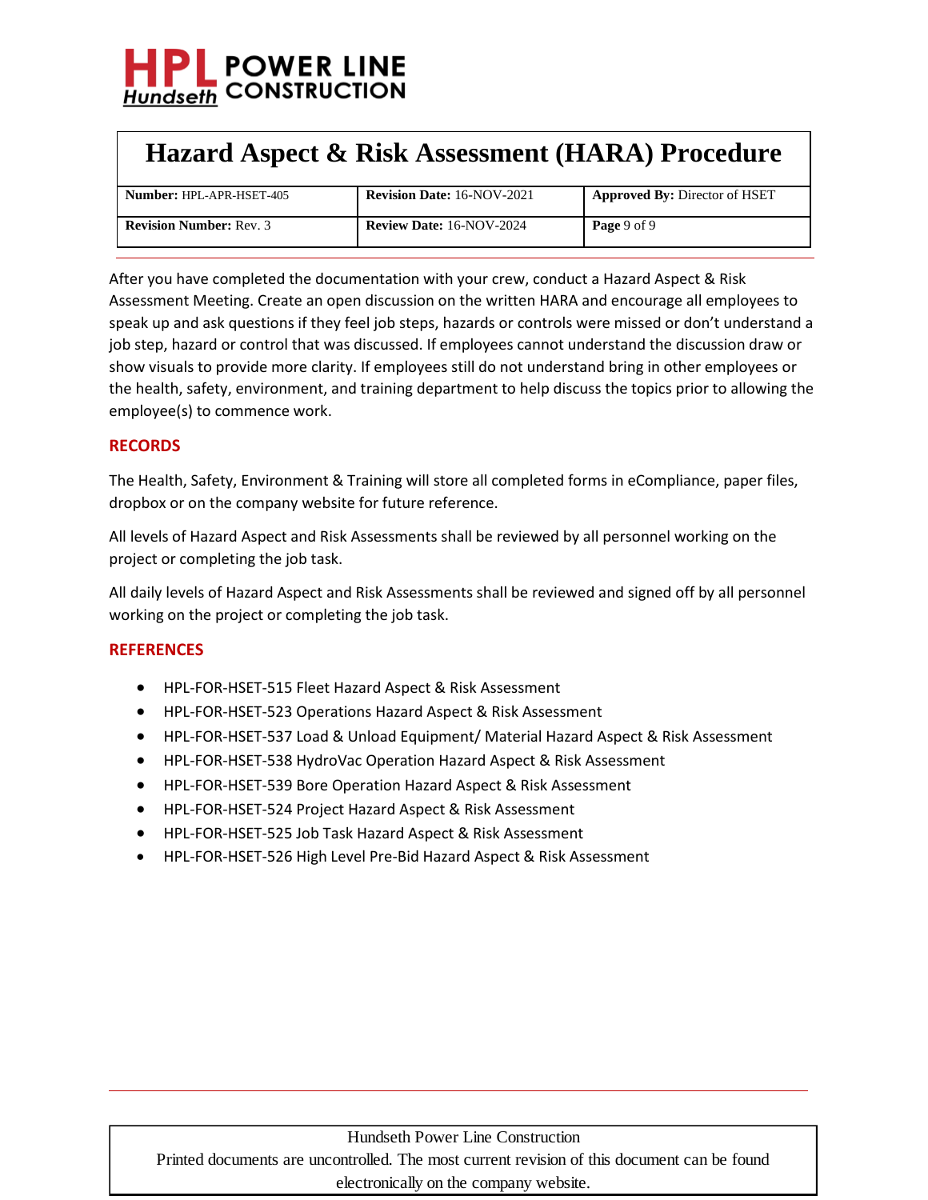After you have completed the documentation with your crew, conduct a Hazard Aspect & Risk Assessment Meeting. Create an open discussion on the written HARA and encourage all employees to speak up and ask questions if they feel job steps, hazards or controls were missed or don't understand a job step, hazard or control that was discussed. If employees cannot understand the discussion draw or show visuals to provide more clarity. If employees still do not understand bring in other employees or the health, safety, environment, and training department to help discuss the topics prior to allowing the employee(s) to commence work.

## RECORDS

The Health, Safety, Environment & Training will store all completed forms in eCompliance, paper files, dropbox or on the company website for future reference.

All levels of Hazard Aspect and Risk Assessments shall be reviewed by all personnel working on the project or completing the job task.

All daily levels of Hazard Aspect and Risk Assessments shall be reviewed and signed off by all personnel working on the project or completing the job task.

## REFERENCES

- HPL-FOR-HSET-515 Fleet Hazard Aspect & Risk Assessment
- HPL-FOR-HSET-523 Operations Hazard Aspect & Risk Assessment
- HPL-FOR-HSET-537 Load & Unload Equipment/ Material Hazard Aspect & Risk Assessment
- HPL-FOR-HSET-538 HydroVac Operation Hazard Aspect & Risk Assessment
- HPL-FOR-HSET-539 Bore Operation Hazard Aspect & Risk Assessment
- HPL-FOR-HSET-524 Project Hazard Aspect & Risk Assessment
- HPL-FOR-HSET-525 Job Task Hazard Aspect & Risk Assessment
- HPL-FOR-HSET-526 High Level Pre-Bid Hazard Aspect & Risk Assessment